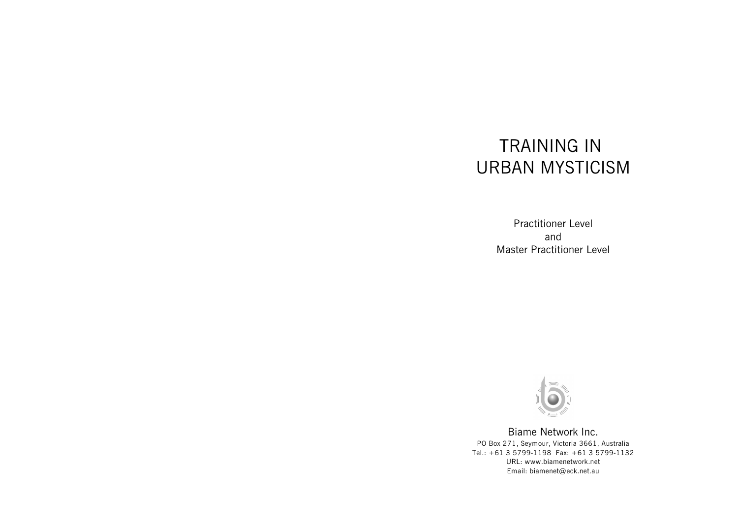# TRAINING IN URBAN MYSTICISM

Practitioner Level
and
Master Practitioner Level

Biame Network Inc.

PO Box 271, Seymour, Victoria 3661, Australia
Tel.: +61 3 5799-1198 Fax: +61 3 5799-1132
URL: www.biamenetwork.net
Email: biamenet@eck.net.au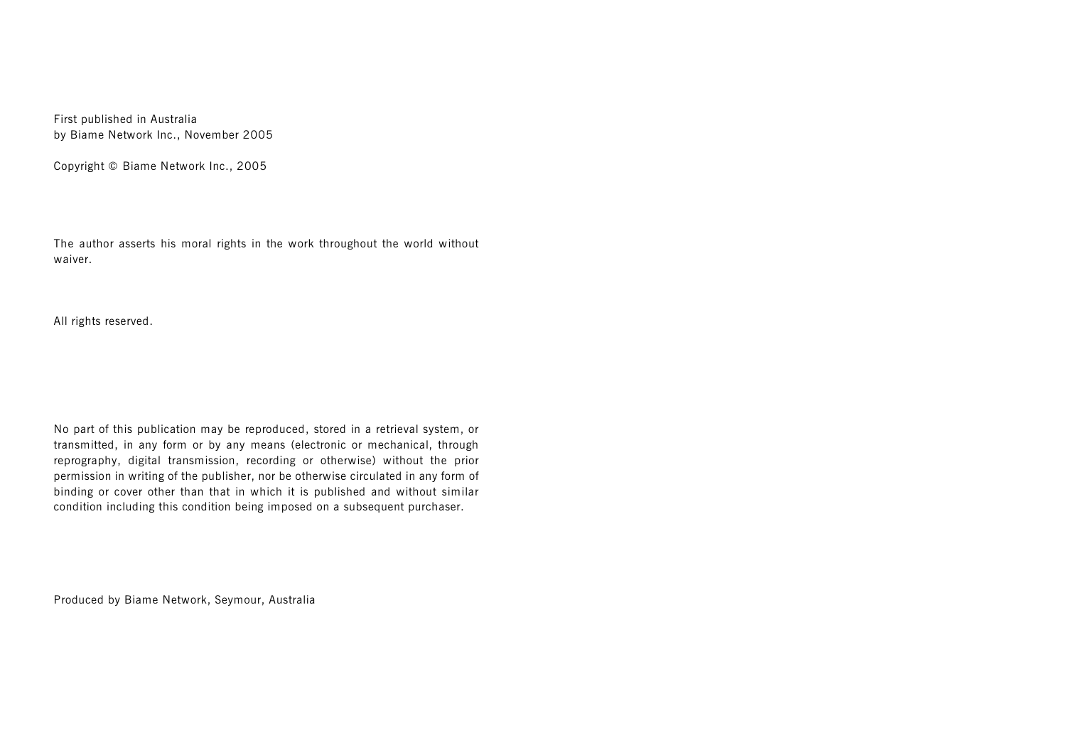First published in Australia
by Biame Network Inc., November 2005

Copyright © Biame Network Inc., 2005

The author asserts his moral rights in the work throughout the world without waiver.

All rights reserved.

No part of this publication may be reproduced, stored in a retrieval system, or transmitted, in any form or by any means (electronic or mechanical, through reprography, digital transmission, recording or otherwise) without the prior permission in writing of the publisher, nor be otherwise circulated in any form of binding or cover other than that in which it is published and without similar condition including this condition being imposed on a subsequent purchaser.

Produced by Biame Network, Seymour, Australia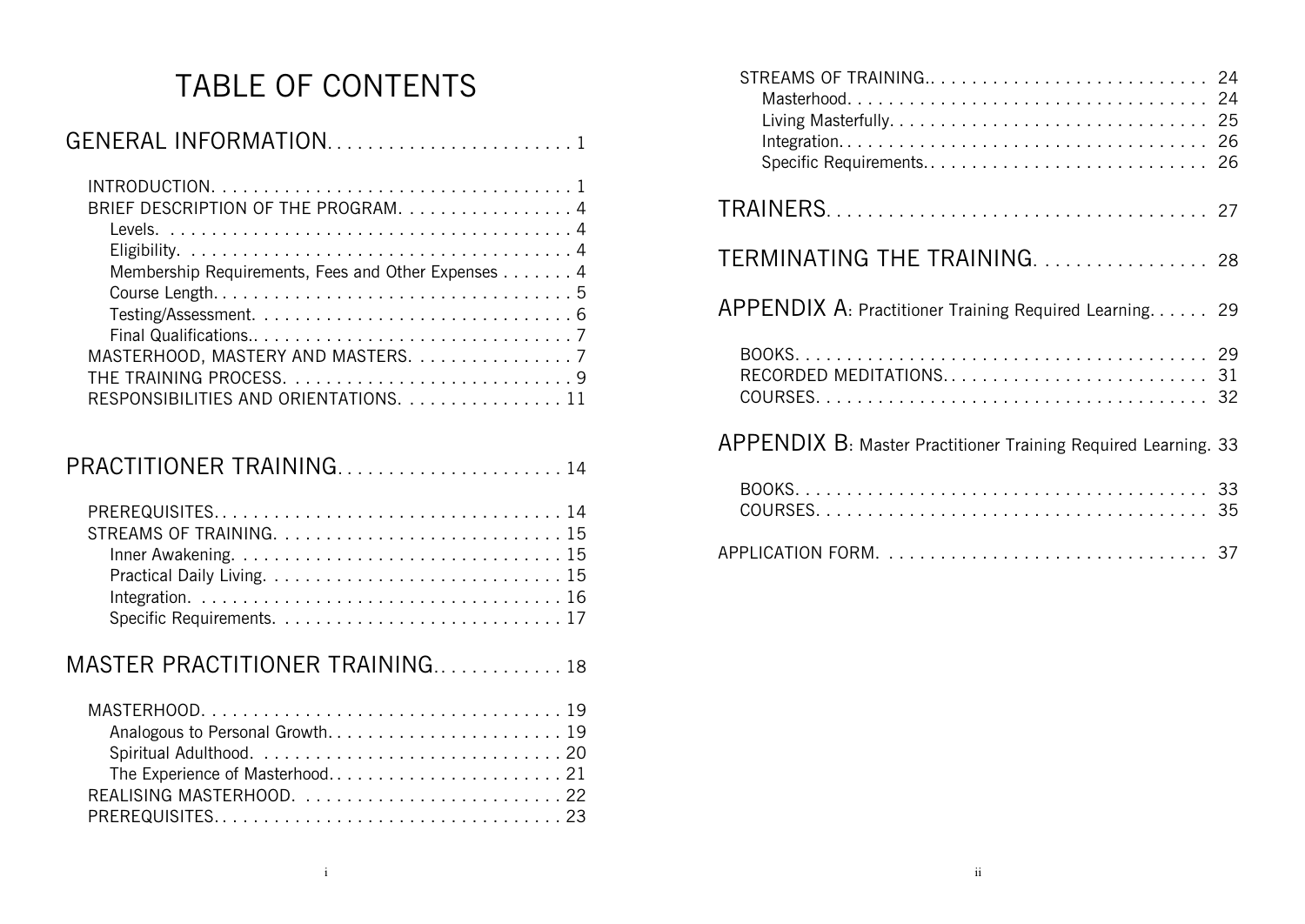# TABLE OF CONTENTS

GENERAL INFORMATION . . . . . . . . . . 1

- INTRODUCTION . . . . . . . . . . 1
- BRIEF DESCRIPTION OF THE PROGRAM . . . . . . . . . . 4
  - Levels . . . . . . . . . . 4
  - Eligibility . . . . . . . . . . 4
  - Membership Requirements, Fees and Other Expenses . . . . . . . . . . 4
  - Course Length . . . . . . . . . . 5
  - Testing/Assessment . . . . . . . . . . 6
  - Final Qualifications . . . . . . . . . . 7
- MASTERHOOD, MASTERY AND MASTERS . . . . . . . . . . 7
- THE TRAINING PROCESS . . . . . . . . . . 9
- RESPONSIBILITIES AND ORIENTATIONS . . . . . . . . . . 11

PRACTITIONER TRAINING . . . . . . . . . . 14

- PREREQUISITES . . . . . . . . . . 14
- STREAMS OF TRAINING . . . . . . . . . . 15
  - Inner Awakening . . . . . . . . . . 15
  - Practical Daily Living . . . . . . . . . . 15
  - Integration . . . . . . . . . . 16
  - Specific Requirements . . . . . . . . . . 17

MASTER PRACTITIONER TRAINING . . . . . . . . . . 18

- MASTERHOOD . . . . . . . . . . 19
  - Analogous to Personal Growth . . . . . . . . . . 19
  - Spiritual Adulthood . . . . . . . . . . 20
  - The Experience of Masterhood . . . . . . . . . . 21
- REALISING MASTERHOOD . . . . . . . . . . 22
- PREREQUISITES . . . . . . . . . . 23
- STREAMS OF TRAINING . . . . . . . . . . 24
  - Masterhood . . . . . . . . . . 24
  - Living Masterfully . . . . . . . . . . 25
  - Integration . . . . . . . . . . 26
  - Specific Requirements . . . . . . . . . . 26

TRAINERS . . . . . . . . . . 27

TERMINATING THE TRAINING . . . . . . . . . . 28

APPENDIX A: Practitioner Training Required Learning . . . . . . . . . . 29

- BOOKS . . . . . . . . . . 29
- RECORDED MEDITATIONS . . . . . . . . . . 31
- COURSES . . . . . . . . . . 32

APPENDIX B: Master Practitioner Training Required Learning . . . . . . . . . . 33

- BOOKS . . . . . . . . . . 33
- COURSES . . . . . . . . . . 35

APPLICATION FORM . . . . . . . . . . 37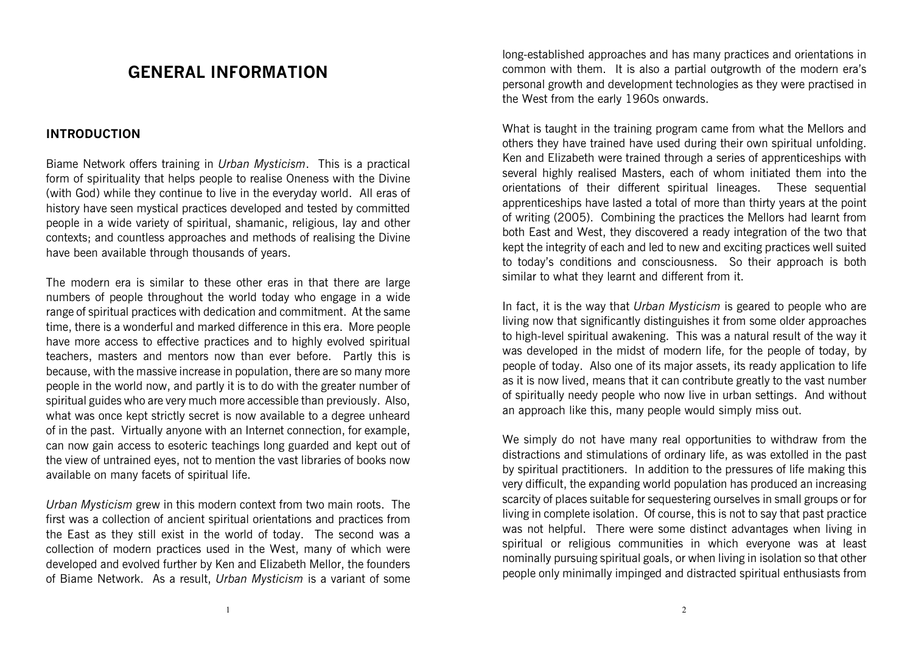# GENERAL INFORMATION

## INTRODUCTION

Biame Network offers training in *Urban Mysticism*. This is a practical form of spirituality that helps people to realise Oneness with the Divine (with God) while they continue to live in the everyday world. All eras of history have seen mystical practices developed and tested by committed people in a wide variety of spiritual, shamanic, religious, lay and other contexts; and countless approaches and methods of realising the Divine have been available through thousands of years.

The modern era is similar to these other eras in that there are large numbers of people throughout the world today who engage in a wide range of spiritual practices with dedication and commitment. At the same time, there is a wonderful and marked difference in this era. More people have more access to effective practices and to highly evolved spiritual teachers, masters and mentors now than ever before. Partly this is because, with the massive increase in population, there are so many more people in the world now, and partly it is to do with the greater number of spiritual guides who are very much more accessible than previously. Also, what was once kept strictly secret is now available to a degree unheard of in the past. Virtually anyone with an Internet connection, for example, can now gain access to esoteric teachings long guarded and kept out of the view of untrained eyes, not to mention the vast libraries of books now available on many facets of spiritual life.

*Urban Mysticism* grew in this modern context from two main roots. The first was a collection of ancient spiritual orientations and practices from the East as they still exist in the world of today. The second was a collection of modern practices used in the West, many of which were developed and evolved further by Ken and Elizabeth Mellor, the founders of Biame Network. As a result, *Urban Mysticism* is a variant of some long-established approaches and has many practices and orientations in common with them. It is also a partial outgrowth of the modern era's personal growth and development technologies as they were practised in the West from the early 1960s onwards.

What is taught in the training program came from what the Mellors and others they have trained have used during their own spiritual unfolding. Ken and Elizabeth were trained through a series of apprenticeships with several highly realised Masters, each of whom initiated them into the orientations of their different spiritual lineages. These sequential apprenticeships have lasted a total of more than thirty years at the point of writing (2005). Combining the practices the Mellors had learnt from both East and West, they discovered a ready integration of the two that kept the integrity of each and led to new and exciting practices well suited to today's conditions and consciousness. So their approach is both similar to what they learnt and different from it.

In fact, it is the way that *Urban Mysticism* is geared to people who are living now that significantly distinguishes it from some older approaches to high-level spiritual awakening. This was a natural result of the way it was developed in the midst of modern life, for the people of today, by people of today. Also one of its major assets, its ready application to life as it is now lived, means that it can contribute greatly to the vast number of spiritually needy people who now live in urban settings. And without an approach like this, many people would simply miss out.

We simply do not have many real opportunities to withdraw from the distractions and stimulations of ordinary life, as was extolled in the past by spiritual practitioners. In addition to the pressures of life making this very difficult, the expanding world population has produced an increasing scarcity of places suitable for sequestering ourselves in small groups or for living in complete isolation. Of course, this is not to say that past practice was not helpful. There were some distinct advantages when living in spiritual or religious communities in which everyone was at least nominally pursuing spiritual goals, or when living in isolation so that other people only minimally impinged and distracted spiritual enthusiasts from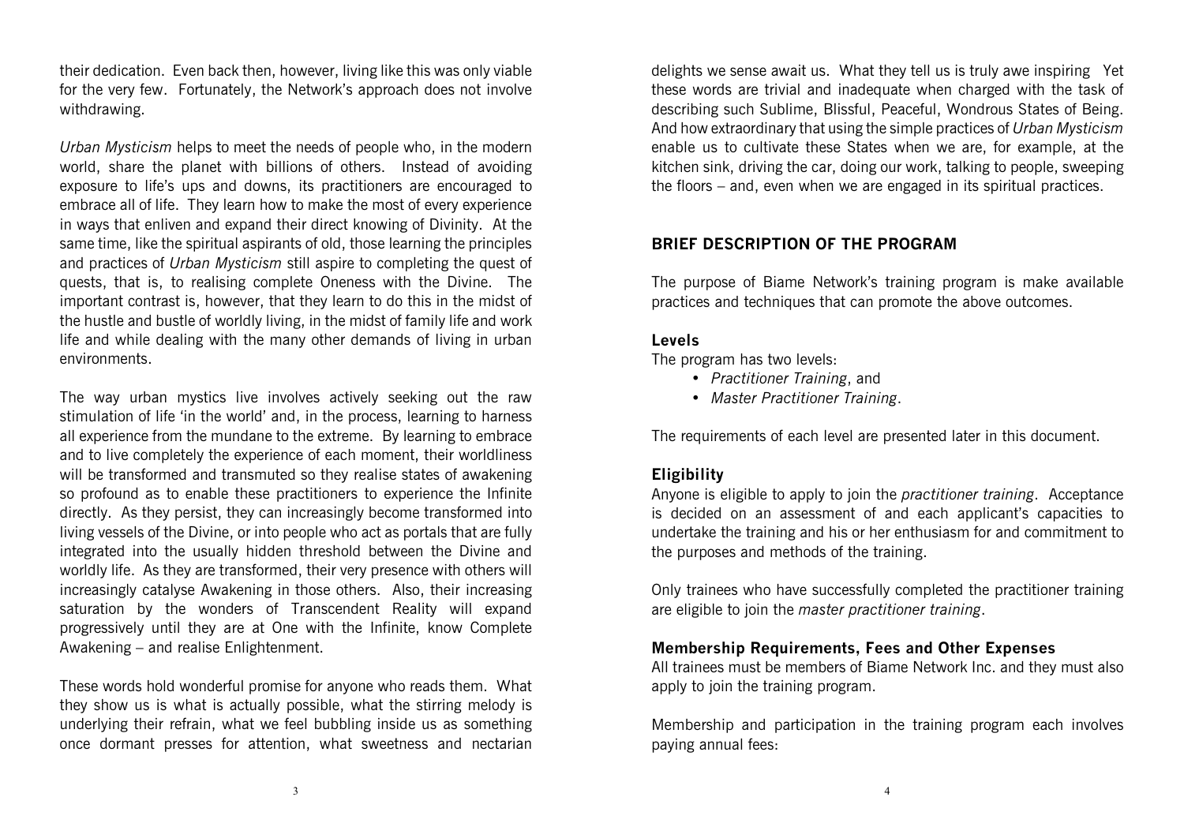their dedication. Even back then, however, living like this was only viable for the very few. Fortunately, the Network's approach does not involve withdrawing.

*Urban Mysticism* helps to meet the needs of people who, in the modern world, share the planet with billions of others. Instead of avoiding exposure to life's ups and downs, its practitioners are encouraged to embrace all of life. They learn how to make the most of every experience in ways that enliven and expand their direct knowing of Divinity. At the same time, like the spiritual aspirants of old, those learning the principles and practices of *Urban Mysticism* still aspire to completing the quest of quests, that is, to realising complete Oneness with the Divine. The important contrast is, however, that they learn to do this in the midst of the hustle and bustle of worldly living, in the midst of family life and work life and while dealing with the many other demands of living in urban environments.

The way urban mystics live involves actively seeking out the raw stimulation of life 'in the world' and, in the process, learning to harness all experience from the mundane to the extreme. By learning to embrace and to live completely the experience of each moment, their worldliness will be transformed and transmuted so they realise states of awakening so profound as to enable these practitioners to experience the Infinite directly. As they persist, they can increasingly become transformed into living vessels of the Divine, or into people who act as portals that are fully integrated into the usually hidden threshold between the Divine and worldly life. As they are transformed, their very presence with others will increasingly catalyse Awakening in those others. Also, their increasing saturation by the wonders of Transcendent Reality will expand progressively until they are at One with the Infinite, know Complete Awakening – and realise Enlightenment.

These words hold wonderful promise for anyone who reads them. What they show us is what is actually possible, what the stirring melody is underlying their refrain, what we feel bubbling inside us as something once dormant presses for attention, what sweetness and nectarian delights we sense await us. What they tell us is truly awe inspiring Yet these words are trivial and inadequate when charged with the task of describing such Sublime, Blissful, Peaceful, Wondrous States of Being. And how extraordinary that using the simple practices of *Urban Mysticism* enable us to cultivate these States when we are, for example, at the kitchen sink, driving the car, doing our work, talking to people, sweeping the floors – and, even when we are engaged in its spiritual practices.

## BRIEF DESCRIPTION OF THE PROGRAM

The purpose of Biame Network's training program is make available practices and techniques that can promote the above outcomes.

### Levels

The program has two levels:

- *Practitioner Training*, and
- *Master Practitioner Training*.

The requirements of each level are presented later in this document.

### Eligibility

Anyone is eligible to apply to join the *practitioner training*. Acceptance is decided on an assessment of and each applicant's capacities to undertake the training and his or her enthusiasm for and commitment to the purposes and methods of the training.

Only trainees who have successfully completed the practitioner training are eligible to join the *master practitioner training*.

### Membership Requirements, Fees and Other Expenses

All trainees must be members of Biame Network Inc. and they must also apply to join the training program.

Membership and participation in the training program each involves paying annual fees: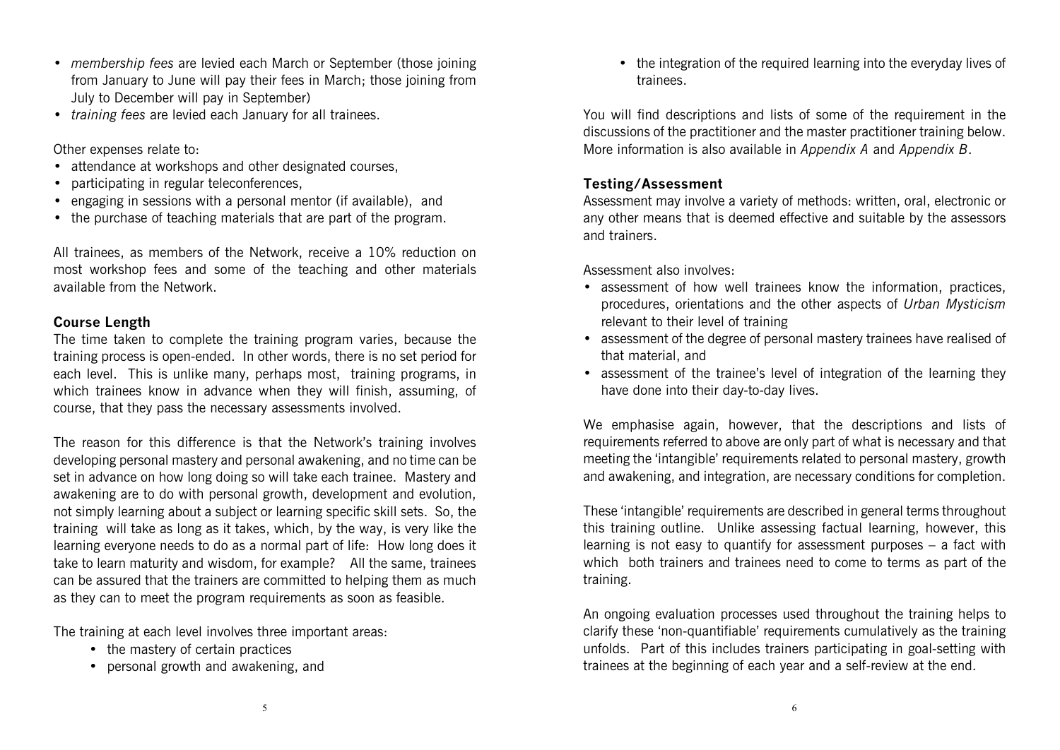- *membership fees* are levied each March or September (those joining from January to June will pay their fees in March; those joining from July to December will pay in September)
- *training fees* are levied each January for all trainees.

Other expenses relate to:

- attendance at workshops and other designated courses,
- participating in regular teleconferences,
- engaging in sessions with a personal mentor (if available), and
- the purchase of teaching materials that are part of the program.

All trainees, as members of the Network, receive a 10% reduction on most workshop fees and some of the teaching and other materials available from the Network.

**Course Length**

The time taken to complete the training program varies, because the training process is open-ended. In other words, there is no set period for each level. This is unlike many, perhaps most, training programs, in which trainees know in advance when they will finish, assuming, of course, that they pass the necessary assessments involved.

The reason for this difference is that the Network's training involves developing personal mastery and personal awakening, and no time can be set in advance on how long doing so will take each trainee. Mastery and awakening are to do with personal growth, development and evolution, not simply learning about a subject or learning specific skill sets. So, the training will take as long as it takes, which, by the way, is very like the learning everyone needs to do as a normal part of life: How long does it take to learn maturity and wisdom, for example? All the same, trainees can be assured that the trainers are committed to helping them as much as they can to meet the program requirements as soon as feasible.

The training at each level involves three important areas:

- the mastery of certain practices
- personal growth and awakening, and
- the integration of the required learning into the everyday lives of trainees.

You will find descriptions and lists of some of the requirement in the discussions of the practitioner and the master practitioner training below. More information is also available in *Appendix A* and *Appendix B*.

**Testing/Assessment**

Assessment may involve a variety of methods: written, oral, electronic or any other means that is deemed effective and suitable by the assessors and trainers.

Assessment also involves:

- assessment of how well trainees know the information, practices, procedures, orientations and the other aspects of *Urban Mysticism* relevant to their level of training
- assessment of the degree of personal mastery trainees have realised of that material, and
- assessment of the trainee's level of integration of the learning they have done into their day-to-day lives.

We emphasise again, however, that the descriptions and lists of requirements referred to above are only part of what is necessary and that meeting the 'intangible' requirements related to personal mastery, growth and awakening, and integration, are necessary conditions for completion.

These 'intangible' requirements are described in general terms throughout this training outline. Unlike assessing factual learning, however, this learning is not easy to quantify for assessment purposes – a fact with which both trainers and trainees need to come to terms as part of the training.

An ongoing evaluation processes used throughout the training helps to clarify these 'non-quantifiable' requirements cumulatively as the training unfolds. Part of this includes trainers participating in goal-setting with trainees at the beginning of each year and a self-review at the end.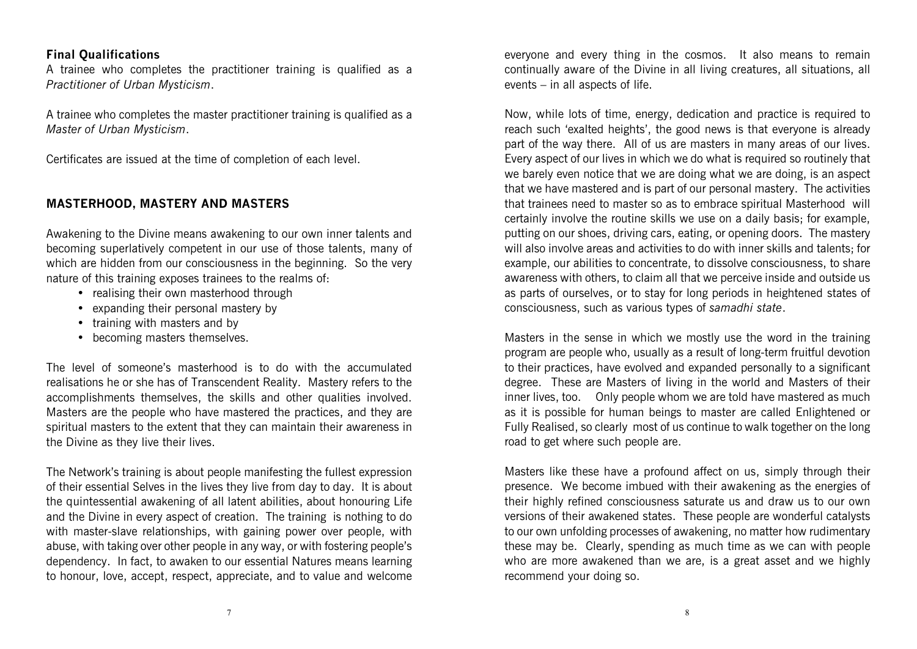**Final Qualifications**

A trainee who completes the practitioner training is qualified as a *Practitioner of Urban Mysticism*.

A trainee who completes the master practitioner training is qualified as a *Master of Urban Mysticism*.

Certificates are issued at the time of completion of each level.

## MASTERHOOD, MASTERY AND MASTERS

Awakening to the Divine means awakening to our own inner talents and becoming superlatively competent in our use of those talents, many of which are hidden from our consciousness in the beginning. So the very nature of this training exposes trainees to the realms of:

- realising their own masterhood through
- expanding their personal mastery by
- training with masters and by
- becoming masters themselves.

The level of someone's masterhood is to do with the accumulated realisations he or she has of Transcendent Reality. Mastery refers to the accomplishments themselves, the skills and other qualities involved. Masters are the people who have mastered the practices, and they are spiritual masters to the extent that they can maintain their awareness in the Divine as they live their lives.

The Network's training is about people manifesting the fullest expression of their essential Selves in the lives they live from day to day. It is about the quintessential awakening of all latent abilities, about honouring Life and the Divine in every aspect of creation. The training is nothing to do with master-slave relationships, with gaining power over people, with abuse, with taking over other people in any way, or with fostering people's dependency. In fact, to awaken to our essential Natures means learning to honour, love, accept, respect, appreciate, and to value and welcome everyone and every thing in the cosmos. It also means to remain continually aware of the Divine in all living creatures, all situations, all events – in all aspects of life.

Now, while lots of time, energy, dedication and practice is required to reach such 'exalted heights', the good news is that everyone is already part of the way there. All of us are masters in many areas of our lives. Every aspect of our lives in which we do what is required so routinely that we barely even notice that we are doing what we are doing, is an aspect that we have mastered and is part of our personal mastery. The activities that trainees need to master so as to embrace spiritual Masterhood will certainly involve the routine skills we use on a daily basis; for example, putting on our shoes, driving cars, eating, or opening doors. The mastery will also involve areas and activities to do with inner skills and talents; for example, our abilities to concentrate, to dissolve consciousness, to share awareness with others, to claim all that we perceive inside and outside us as parts of ourselves, or to stay for long periods in heightened states of consciousness, such as various types of *samadhi state*.

Masters in the sense in which we mostly use the word in the training program are people who, usually as a result of long-term fruitful devotion to their practices, have evolved and expanded personally to a significant degree. These are Masters of living in the world and Masters of their inner lives, too. Only people whom we are told have mastered as much as it is possible for human beings to master are called Enlightened or Fully Realised, so clearly most of us continue to walk together on the long road to get where such people are.

Masters like these have a profound affect on us, simply through their presence. We become imbued with their awakening as the energies of their highly refined consciousness saturate us and draw us to our own versions of their awakened states. These people are wonderful catalysts to our own unfolding processes of awakening, no matter how rudimentary these may be. Clearly, spending as much time as we can with people who are more awakened than we are, is a great asset and we highly recommend your doing so.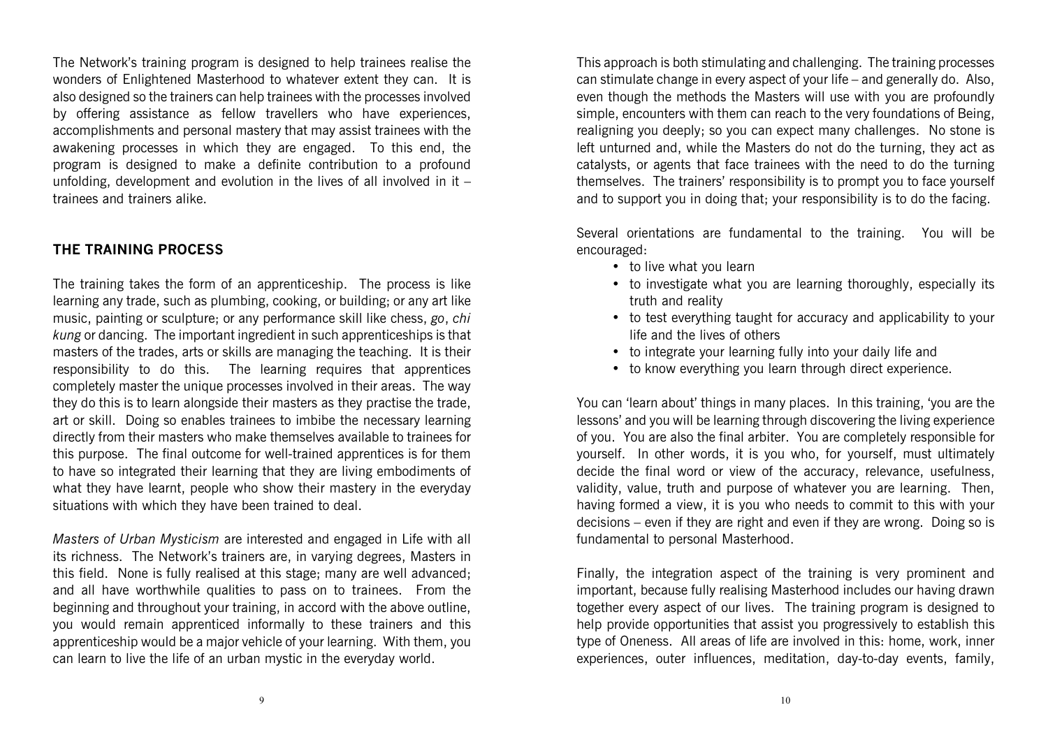The Network's training program is designed to help trainees realise the wonders of Enlightened Masterhood to whatever extent they can. It is also designed so the trainers can help trainees with the processes involved by offering assistance as fellow travellers who have experiences, accomplishments and personal mastery that may assist trainees with the awakening processes in which they are engaged. To this end, the program is designed to make a definite contribution to a profound unfolding, development and evolution in the lives of all involved in it – trainees and trainers alike.

## THE TRAINING PROCESS

The training takes the form of an apprenticeship. The process is like learning any trade, such as plumbing, cooking, or building; or any art like music, painting or sculpture; or any performance skill like chess, *go*, *chi kung* or dancing. The important ingredient in such apprenticeships is that masters of the trades, arts or skills are managing the teaching. It is their responsibility to do this. The learning requires that apprentices completely master the unique processes involved in their areas. The way they do this is to learn alongside their masters as they practise the trade, art or skill. Doing so enables trainees to imbibe the necessary learning directly from their masters who make themselves available to trainees for this purpose. The final outcome for well-trained apprentices is for them to have so integrated their learning that they are living embodiments of what they have learnt, people who show their mastery in the everyday situations with which they have been trained to deal.

*Masters of Urban Mysticism* are interested and engaged in Life with all its richness. The Network's trainers are, in varying degrees, Masters in this field. None is fully realised at this stage; many are well advanced; and all have worthwhile qualities to pass on to trainees. From the beginning and throughout your training, in accord with the above outline, you would remain apprenticed informally to these trainers and this apprenticeship would be a major vehicle of your learning. With them, you can learn to live the life of an urban mystic in the everyday world.

This approach is both stimulating and challenging. The training processes can stimulate change in every aspect of your life – and generally do. Also, even though the methods the Masters will use with you are profoundly simple, encounters with them can reach to the very foundations of Being, realigning you deeply; so you can expect many challenges. No stone is left unturned and, while the Masters do not do the turning, they act as catalysts, or agents that face trainees with the need to do the turning themselves. The trainers' responsibility is to prompt you to face yourself and to support you in doing that; your responsibility is to do the facing.

Several orientations are fundamental to the training. You will be encouraged:

- to live what you learn
- to investigate what you are learning thoroughly, especially its truth and reality
- to test everything taught for accuracy and applicability to your life and the lives of others
- to integrate your learning fully into your daily life and
- to know everything you learn through direct experience.

You can 'learn about' things in many places. In this training, 'you are the lessons' and you will be learning through discovering the living experience of you. You are also the final arbiter. You are completely responsible for yourself. In other words, it is you who, for yourself, must ultimately decide the final word or view of the accuracy, relevance, usefulness, validity, value, truth and purpose of whatever you are learning. Then, having formed a view, it is you who needs to commit to this with your decisions – even if they are right and even if they are wrong. Doing so is fundamental to personal Masterhood.

Finally, the integration aspect of the training is very prominent and important, because fully realising Masterhood includes our having drawn together every aspect of our lives. The training program is designed to help provide opportunities that assist you progressively to establish this type of Oneness. All areas of life are involved in this: home, work, inner experiences, outer influences, meditation, day-to-day events, family,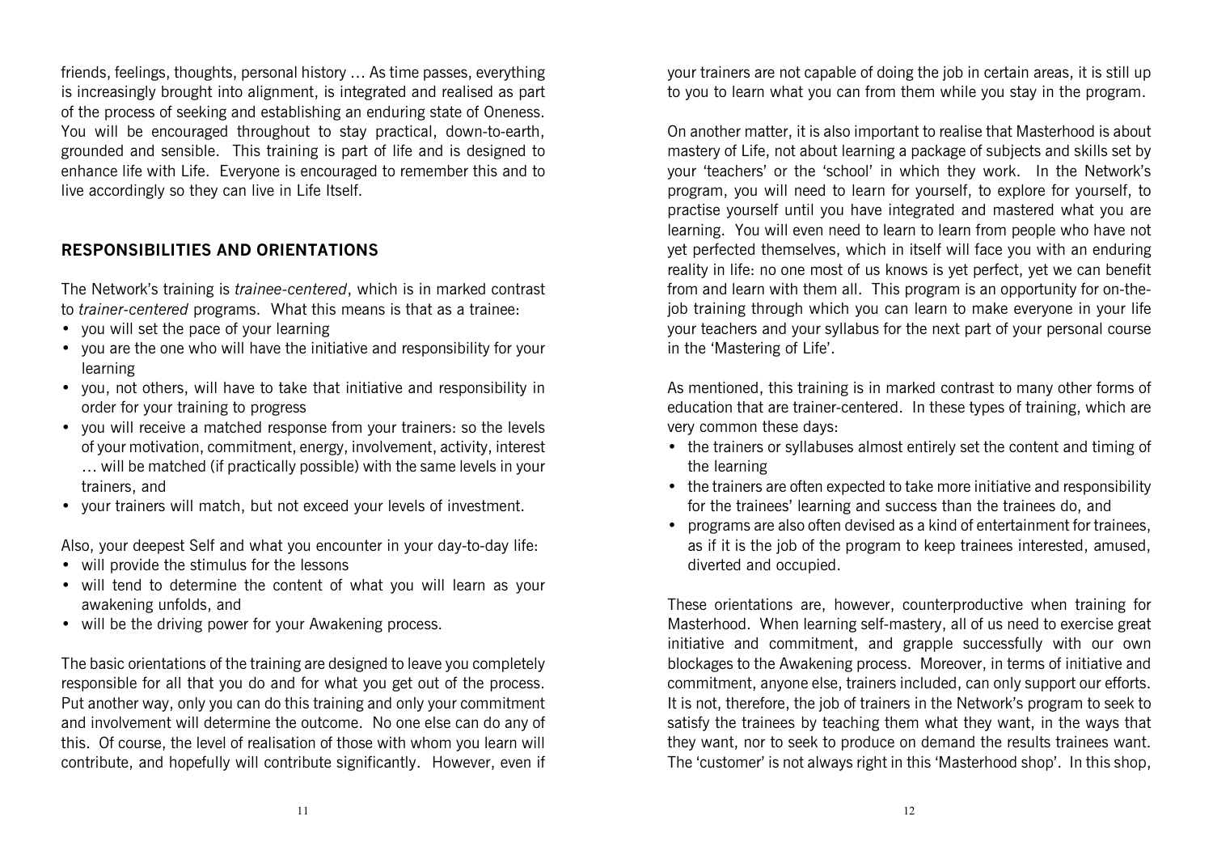friends, feelings, thoughts, personal history … As time passes, everything is increasingly brought into alignment, is integrated and realised as part of the process of seeking and establishing an enduring state of Oneness. You will be encouraged throughout to stay practical, down-to-earth, grounded and sensible. This training is part of life and is designed to enhance life with Life. Everyone is encouraged to remember this and to live accordingly so they can live in Life Itself.

## RESPONSIBILITIES AND ORIENTATIONS

The Network's training is *trainee-centered*, which is in marked contrast to *trainer-centered* programs. What this means is that as a trainee:

- you will set the pace of your learning
- you are the one who will have the initiative and responsibility for your learning
- you, not others, will have to take that initiative and responsibility in order for your training to progress
- you will receive a matched response from your trainers: so the levels of your motivation, commitment, energy, involvement, activity, interest … will be matched (if practically possible) with the same levels in your trainers, and
- your trainers will match, but not exceed your levels of investment.

Also, your deepest Self and what you encounter in your day-to-day life:

- will provide the stimulus for the lessons
- will tend to determine the content of what you will learn as your awakening unfolds, and
- will be the driving power for your Awakening process.

The basic orientations of the training are designed to leave you completely responsible for all that you do and for what you get out of the process. Put another way, only you can do this training and only your commitment and involvement will determine the outcome. No one else can do any of this. Of course, the level of realisation of those with whom you learn will contribute, and hopefully will contribute significantly. However, even if your trainers are not capable of doing the job in certain areas, it is still up to you to learn what you can from them while you stay in the program.

On another matter, it is also important to realise that Masterhood is about mastery of Life, not about learning a package of subjects and skills set by your 'teachers' or the 'school' in which they work. In the Network's program, you will need to learn for yourself, to explore for yourself, to practise yourself until you have integrated and mastered what you are learning. You will even need to learn to learn from people who have not yet perfected themselves, which in itself will face you with an enduring reality in life: no one most of us knows is yet perfect, yet we can benefit from and learn with them all. This program is an opportunity for on-the-job training through which you can learn to make everyone in your life your teachers and your syllabus for the next part of your personal course in the 'Mastering of Life'.

As mentioned, this training is in marked contrast to many other forms of education that are trainer-centered. In these types of training, which are very common these days:

- the trainers or syllabuses almost entirely set the content and timing of the learning
- the trainers are often expected to take more initiative and responsibility for the trainees' learning and success than the trainees do, and
- programs are also often devised as a kind of entertainment for trainees, as if it is the job of the program to keep trainees interested, amused, diverted and occupied.

These orientations are, however, counterproductive when training for Masterhood. When learning self-mastery, all of us need to exercise great initiative and commitment, and grapple successfully with our own blockages to the Awakening process. Moreover, in terms of initiative and commitment, anyone else, trainers included, can only support our efforts. It is not, therefore, the job of trainers in the Network's program to seek to satisfy the trainees by teaching them what they want, in the ways that they want, nor to seek to produce on demand the results trainees want. The 'customer' is not always right in this 'Masterhood shop'. In this shop,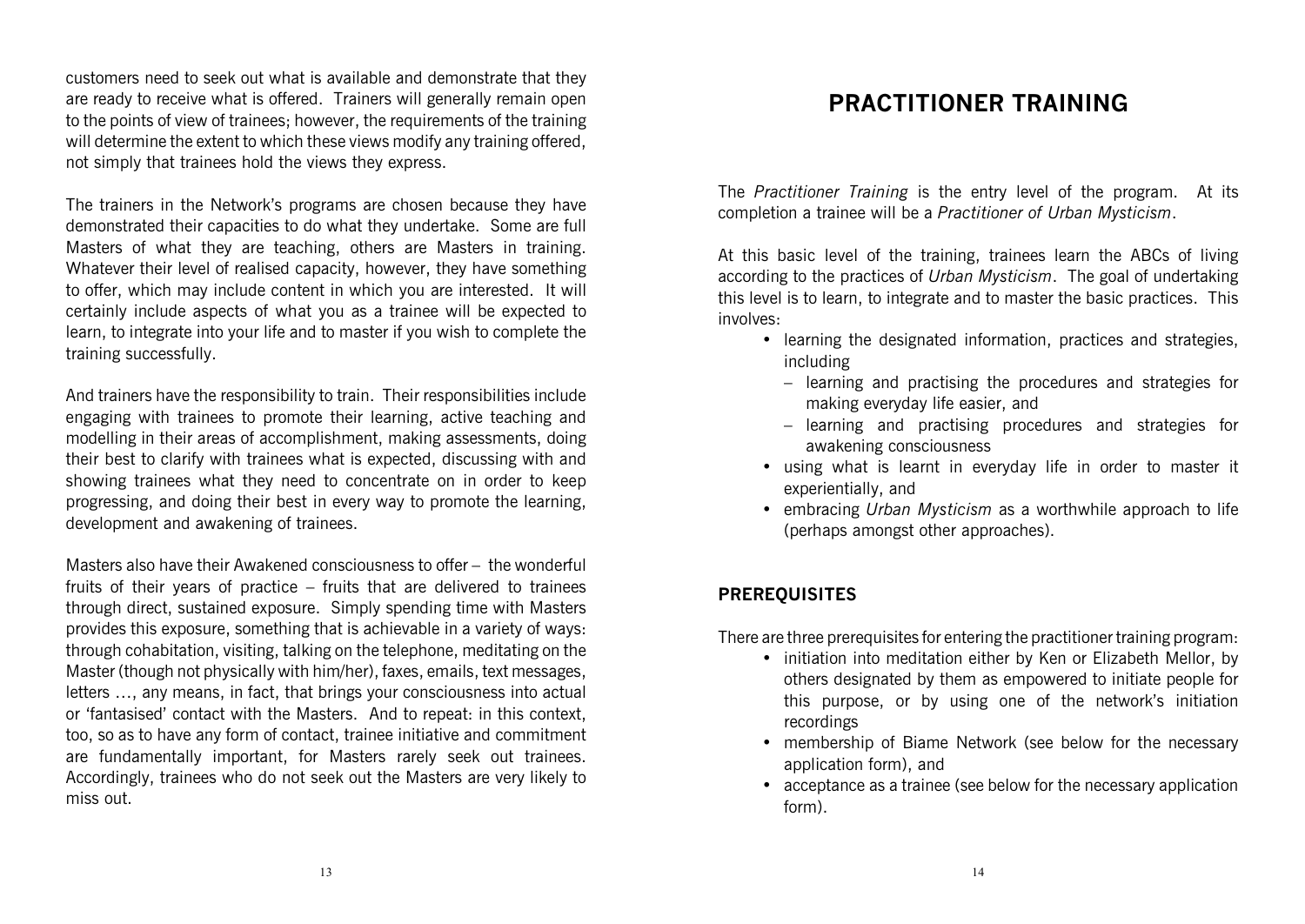customers need to seek out what is available and demonstrate that they are ready to receive what is offered. Trainers will generally remain open to the points of view of trainees; however, the requirements of the training will determine the extent to which these views modify any training offered, not simply that trainees hold the views they express.

The trainers in the Network's programs are chosen because they have demonstrated their capacities to do what they undertake. Some are full Masters of what they are teaching, others are Masters in training. Whatever their level of realised capacity, however, they have something to offer, which may include content in which you are interested. It will certainly include aspects of what you as a trainee will be expected to learn, to integrate into your life and to master if you wish to complete the training successfully.

And trainers have the responsibility to train. Their responsibilities include engaging with trainees to promote their learning, active teaching and modelling in their areas of accomplishment, making assessments, doing their best to clarify with trainees what is expected, discussing with and showing trainees what they need to concentrate on in order to keep progressing, and doing their best in every way to promote the learning, development and awakening of trainees.

Masters also have their Awakened consciousness to offer – the wonderful fruits of their years of practice – fruits that are delivered to trainees through direct, sustained exposure. Simply spending time with Masters provides this exposure, something that is achievable in a variety of ways: through cohabitation, visiting, talking on the telephone, meditating on the Master (though not physically with him/her), faxes, emails, text messages, letters …, any means, in fact, that brings your consciousness into actual or 'fantasised' contact with the Masters. And to repeat: in this context, too, so as to have any form of contact, trainee initiative and commitment are fundamentally important, for Masters rarely seek out trainees. Accordingly, trainees who do not seek out the Masters are very likely to miss out.

# PRACTITIONER TRAINING

The *Practitioner Training* is the entry level of the program. At its completion a trainee will be a *Practitioner of Urban Mysticism*.

At this basic level of the training, trainees learn the ABCs of living according to the practices of *Urban Mysticism*. The goal of undertaking this level is to learn, to integrate and to master the basic practices. This involves:

- learning the designated information, practices and strategies, including
  - learning and practising the procedures and strategies for making everyday life easier, and
  - learning and practising procedures and strategies for awakening consciousness
- using what is learnt in everyday life in order to master it experientially, and
- embracing *Urban Mysticism* as a worthwhile approach to life (perhaps amongst other approaches).

## PREREQUISITES

There are three prerequisites for entering the practitioner training program:

- initiation into meditation either by Ken or Elizabeth Mellor, by others designated by them as empowered to initiate people for this purpose, or by using one of the network's initiation recordings
- membership of Biame Network (see below for the necessary application form), and
- acceptance as a trainee (see below for the necessary application form).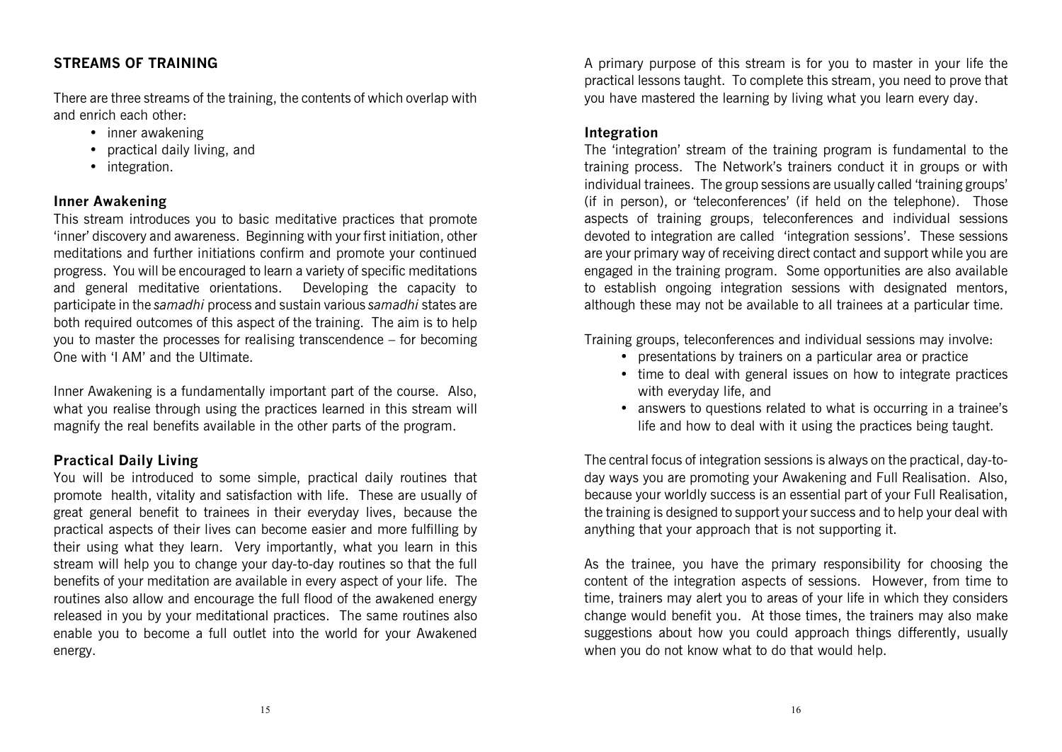## STREAMS OF TRAINING

There are three streams of the training, the contents of which overlap with and enrich each other:

- inner awakening
- practical daily living, and
- integration.

### Inner Awakening

This stream introduces you to basic meditative practices that promote 'inner' discovery and awareness. Beginning with your first initiation, other meditations and further initiations confirm and promote your continued progress. You will be encouraged to learn a variety of specific meditations and general meditative orientations. Developing the capacity to participate in the *samadhi* process and sustain various *samadhi* states are both required outcomes of this aspect of the training. The aim is to help you to master the processes for realising transcendence – for becoming One with 'I AM' and the Ultimate.

Inner Awakening is a fundamentally important part of the course. Also, what you realise through using the practices learned in this stream will magnify the real benefits available in the other parts of the program.

### Practical Daily Living

You will be introduced to some simple, practical daily routines that promote health, vitality and satisfaction with life. These are usually of great general benefit to trainees in their everyday lives, because the practical aspects of their lives can become easier and more fulfilling by their using what they learn. Very importantly, what you learn in this stream will help you to change your day-to-day routines so that the full benefits of your meditation are available in every aspect of your life. The routines also allow and encourage the full flood of the awakened energy released in you by your meditational practices. The same routines also enable you to become a full outlet into the world for your Awakened energy.

A primary purpose of this stream is for you to master in your life the practical lessons taught. To complete this stream, you need to prove that you have mastered the learning by living what you learn every day.

### Integration

The 'integration' stream of the training program is fundamental to the training process. The Network's trainers conduct it in groups or with individual trainees. The group sessions are usually called 'training groups' (if in person), or 'teleconferences' (if held on the telephone). Those aspects of training groups, teleconferences and individual sessions devoted to integration are called 'integration sessions'. These sessions are your primary way of receiving direct contact and support while you are engaged in the training program. Some opportunities are also available to establish ongoing integration sessions with designated mentors, although these may not be available to all trainees at a particular time.

Training groups, teleconferences and individual sessions may involve:

- presentations by trainers on a particular area or practice
- time to deal with general issues on how to integrate practices with everyday life, and
- answers to questions related to what is occurring in a trainee's life and how to deal with it using the practices being taught.

The central focus of integration sessions is always on the practical, day-to-day ways you are promoting your Awakening and Full Realisation. Also, because your worldly success is an essential part of your Full Realisation, the training is designed to support your success and to help your deal with anything that your approach that is not supporting it.

As the trainee, you have the primary responsibility for choosing the content of the integration aspects of sessions. However, from time to time, trainers may alert you to areas of your life in which they considers change would benefit you. At those times, the trainers may also make suggestions about how you could approach things differently, usually when you do not know what to do that would help.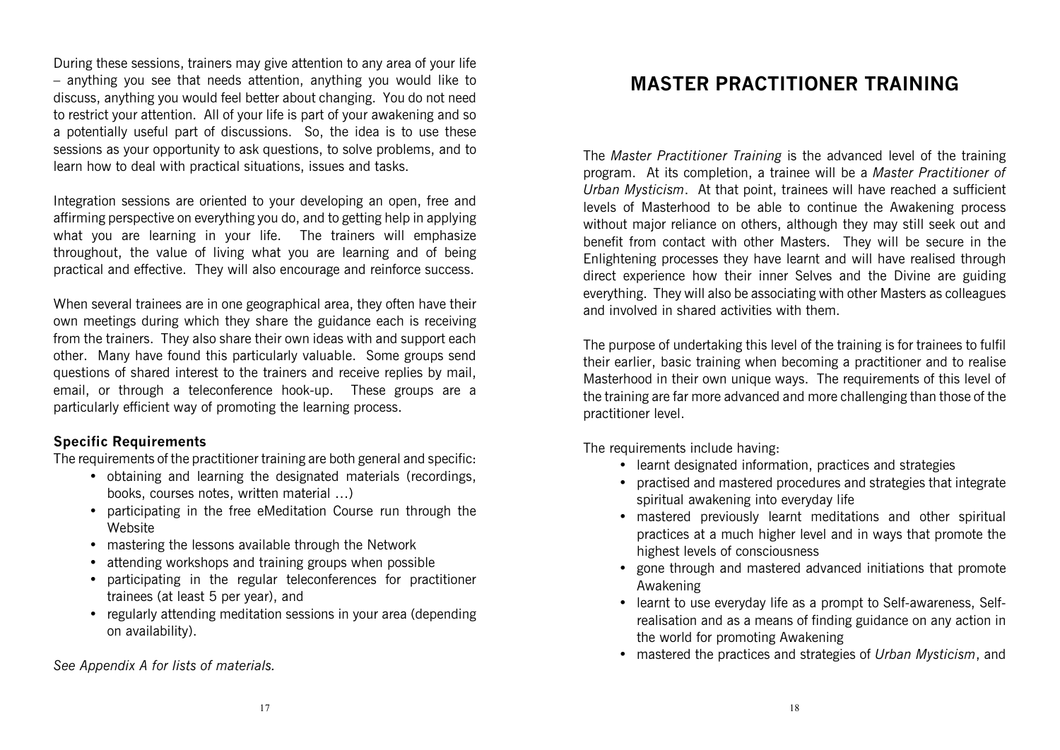During these sessions, trainers may give attention to any area of your life – anything you see that needs attention, anything you would like to discuss, anything you would feel better about changing. You do not need to restrict your attention. All of your life is part of your awakening and so a potentially useful part of discussions. So, the idea is to use these sessions as your opportunity to ask questions, to solve problems, and to learn how to deal with practical situations, issues and tasks.

Integration sessions are oriented to your developing an open, free and affirming perspective on everything you do, and to getting help in applying what you are learning in your life. The trainers will emphasize throughout, the value of living what you are learning and of being practical and effective. They will also encourage and reinforce success.

When several trainees are in one geographical area, they often have their own meetings during which they share the guidance each is receiving from the trainers. They also share their own ideas with and support each other. Many have found this particularly valuable. Some groups send questions of shared interest to the trainers and receive replies by mail, email, or through a teleconference hook-up. These groups are a particularly efficient way of promoting the learning process.

### Specific Requirements

The requirements of the practitioner training are both general and specific:

- obtaining and learning the designated materials (recordings, books, courses notes, written material …)
- participating in the free eMeditation Course run through the Website
- mastering the lessons available through the Network
- attending workshops and training groups when possible
- participating in the regular teleconferences for practitioner trainees (at least 5 per year), and
- regularly attending meditation sessions in your area (depending on availability).

*See Appendix A for lists of materials.*

## MASTER PRACTITIONER TRAINING

The *Master Practitioner Training* is the advanced level of the training program. At its completion, a trainee will be a *Master Practitioner of Urban Mysticism*. At that point, trainees will have reached a sufficient levels of Masterhood to be able to continue the Awakening process without major reliance on others, although they may still seek out and benefit from contact with other Masters. They will be secure in the Enlightening processes they have learnt and will have realised through direct experience how their inner Selves and the Divine are guiding everything. They will also be associating with other Masters as colleagues and involved in shared activities with them.

The purpose of undertaking this level of the training is for trainees to fulfil their earlier, basic training when becoming a practitioner and to realise Masterhood in their own unique ways. The requirements of this level of the training are far more advanced and more challenging than those of the practitioner level.

The requirements include having:

- learnt designated information, practices and strategies
- practised and mastered procedures and strategies that integrate spiritual awakening into everyday life
- mastered previously learnt meditations and other spiritual practices at a much higher level and in ways that promote the highest levels of consciousness
- gone through and mastered advanced initiations that promote Awakening
- learnt to use everyday life as a prompt to Self-awareness, Self-realisation and as a means of finding guidance on any action in the world for promoting Awakening
- mastered the practices and strategies of *Urban Mysticism*, and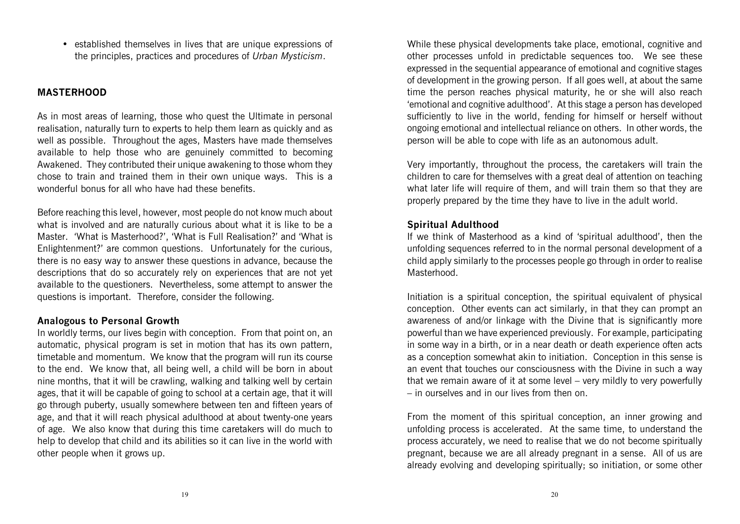- established themselves in lives that are unique expressions of the principles, practices and procedures of *Urban Mysticism*.

## MASTERHOOD

As in most areas of learning, those who quest the Ultimate in personal realisation, naturally turn to experts to help them learn as quickly and as well as possible. Throughout the ages, Masters have made themselves available to help those who are genuinely committed to becoming Awakened. They contributed their unique awakening to those whom they chose to train and trained them in their own unique ways. This is a wonderful bonus for all who have had these benefits.

Before reaching this level, however, most people do not know much about what is involved and are naturally curious about what it is like to be a Master. 'What is Masterhood?', 'What is Full Realisation?' and 'What is Enlightenment?' are common questions. Unfortunately for the curious, there is no easy way to answer these questions in advance, because the descriptions that do so accurately rely on experiences that are not yet available to the questioners. Nevertheless, some attempt to answer the questions is important. Therefore, consider the following.

### Analogous to Personal Growth

In worldly terms, our lives begin with conception. From that point on, an automatic, physical program is set in motion that has its own pattern, timetable and momentum. We know that the program will run its course to the end. We know that, all being well, a child will be born in about nine months, that it will be crawling, walking and talking well by certain ages, that it will be capable of going to school at a certain age, that it will go through puberty, usually somewhere between ten and fifteen years of age, and that it will reach physical adulthood at about twenty-one years of age. We also know that during this time caretakers will do much to help to develop that child and its abilities so it can live in the world with other people when it grows up.

While these physical developments take place, emotional, cognitive and other processes unfold in predictable sequences too. We see these expressed in the sequential appearance of emotional and cognitive stages of development in the growing person. If all goes well, at about the same time the person reaches physical maturity, he or she will also reach 'emotional and cognitive adulthood'. At this stage a person has developed sufficiently to live in the world, fending for himself or herself without ongoing emotional and intellectual reliance on others. In other words, the person will be able to cope with life as an autonomous adult.

Very importantly, throughout the process, the caretakers will train the children to care for themselves with a great deal of attention on teaching what later life will require of them, and will train them so that they are properly prepared by the time they have to live in the adult world.

### Spiritual Adulthood

If we think of Masterhood as a kind of 'spiritual adulthood', then the unfolding sequences referred to in the normal personal development of a child apply similarly to the processes people go through in order to realise Masterhood.

Initiation is a spiritual conception, the spiritual equivalent of physical conception. Other events can act similarly, in that they can prompt an awareness of and/or linkage with the Divine that is significantly more powerful than we have experienced previously. For example, participating in some way in a birth, or in a near death or death experience often acts as a conception somewhat akin to initiation. Conception in this sense is an event that touches our consciousness with the Divine in such a way that we remain aware of it at some level – very mildly to very powerfully – in ourselves and in our lives from then on.

From the moment of this spiritual conception, an inner growing and unfolding process is accelerated. At the same time, to understand the process accurately, we need to realise that we do not become spiritually pregnant, because we are all already pregnant in a sense. All of us are already evolving and developing spiritually; so initiation, or some other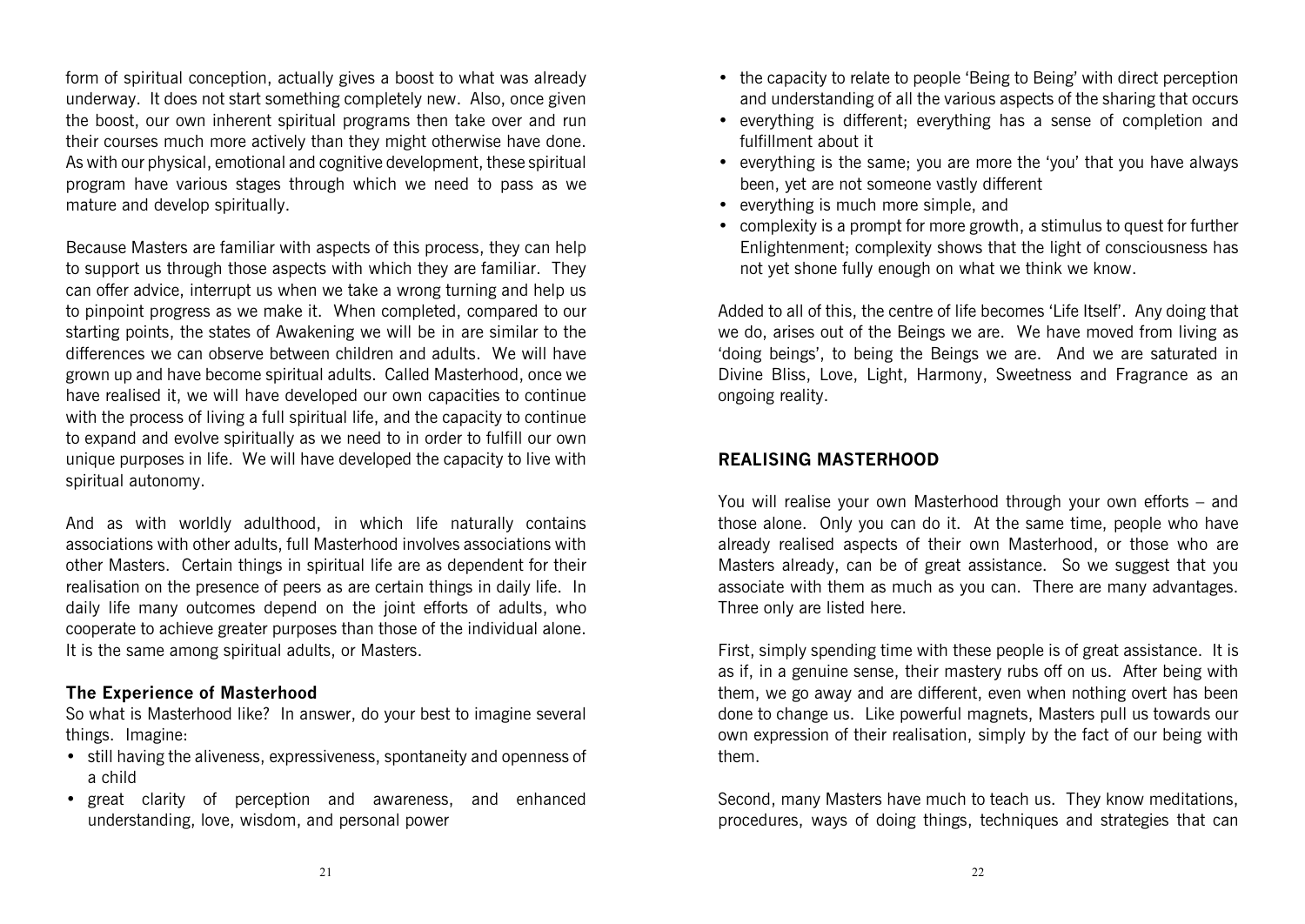form of spiritual conception, actually gives a boost to what was already underway. It does not start something completely new. Also, once given the boost, our own inherent spiritual programs then take over and run their courses much more actively than they might otherwise have done. As with our physical, emotional and cognitive development, these spiritual program have various stages through which we need to pass as we mature and develop spiritually.

Because Masters are familiar with aspects of this process, they can help to support us through those aspects with which they are familiar. They can offer advice, interrupt us when we take a wrong turning and help us to pinpoint progress as we make it. When completed, compared to our starting points, the states of Awakening we will be in are similar to the differences we can observe between children and adults. We will have grown up and have become spiritual adults. Called Masterhood, once we have realised it, we will have developed our own capacities to continue with the process of living a full spiritual life, and the capacity to continue to expand and evolve spiritually as we need to in order to fulfill our own unique purposes in life. We will have developed the capacity to live with spiritual autonomy.

And as with worldly adulthood, in which life naturally contains associations with other adults, full Masterhood involves associations with other Masters. Certain things in spiritual life are as dependent for their realisation on the presence of peers as are certain things in daily life. In daily life many outcomes depend on the joint efforts of adults, who cooperate to achieve greater purposes than those of the individual alone. It is the same among spiritual adults, or Masters.

### The Experience of Masterhood

So what is Masterhood like? In answer, do your best to imagine several things. Imagine:

- still having the aliveness, expressiveness, spontaneity and openness of a child
- great clarity of perception and awareness, and enhanced understanding, love, wisdom, and personal power
- the capacity to relate to people 'Being to Being' with direct perception and understanding of all the various aspects of the sharing that occurs
- everything is different; everything has a sense of completion and fulfillment about it
- everything is the same; you are more the 'you' that you have always been, yet are not someone vastly different
- everything is much more simple, and
- complexity is a prompt for more growth, a stimulus to quest for further Enlightenment; complexity shows that the light of consciousness has not yet shone fully enough on what we think we know.

Added to all of this, the centre of life becomes 'Life Itself'. Any doing that we do, arises out of the Beings we are. We have moved from living as 'doing beings', to being the Beings we are. And we are saturated in Divine Bliss, Love, Light, Harmony, Sweetness and Fragrance as an ongoing reality.

## REALISING MASTERHOOD

You will realise your own Masterhood through your own efforts – and those alone. Only you can do it. At the same time, people who have already realised aspects of their own Masterhood, or those who are Masters already, can be of great assistance. So we suggest that you associate with them as much as you can. There are many advantages. Three only are listed here.

First, simply spending time with these people is of great assistance. It is as if, in a genuine sense, their mastery rubs off on us. After being with them, we go away and are different, even when nothing overt has been done to change us. Like powerful magnets, Masters pull us towards our own expression of their realisation, simply by the fact of our being with them.

Second, many Masters have much to teach us. They know meditations, procedures, ways of doing things, techniques and strategies that can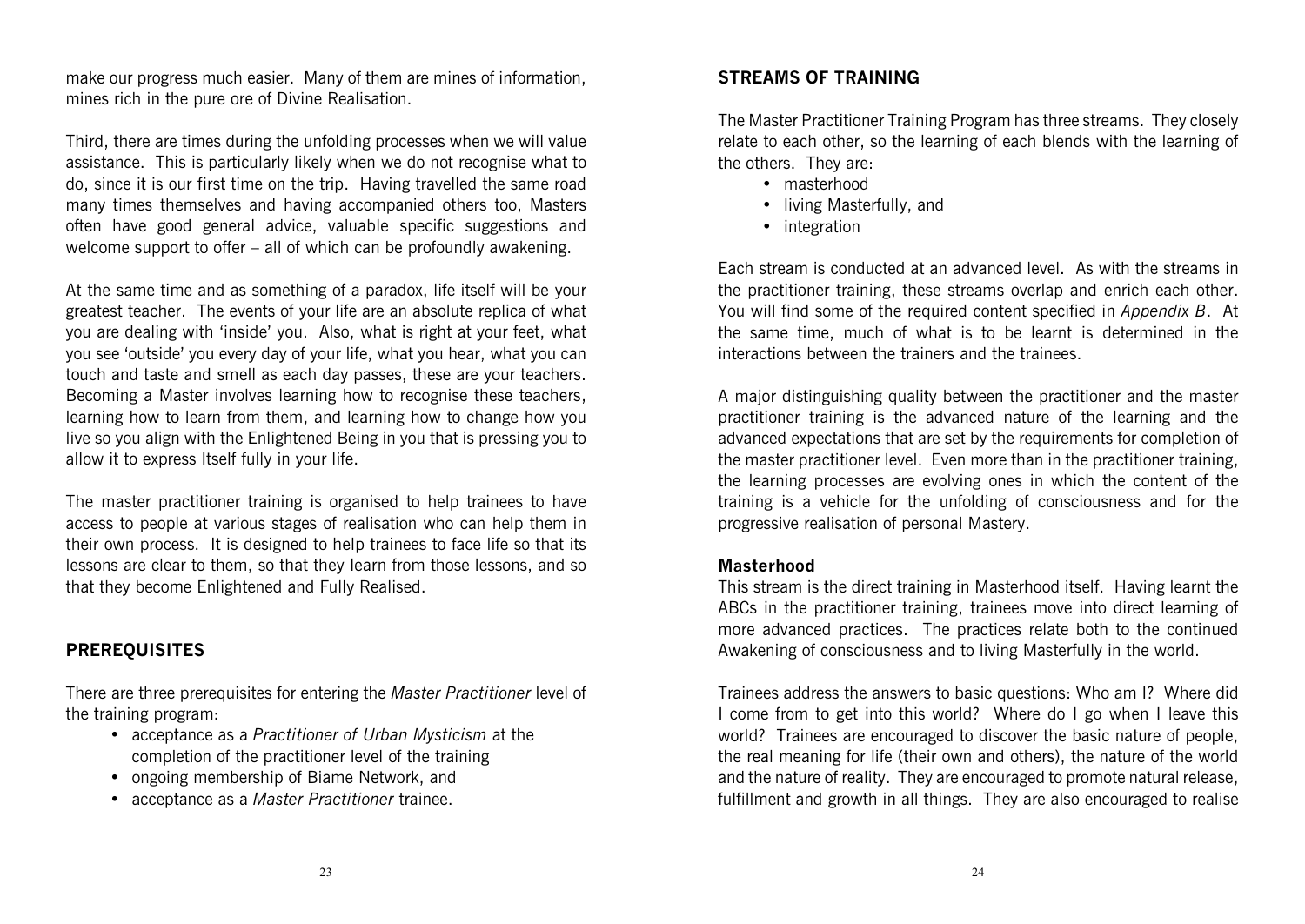make our progress much easier. Many of them are mines of information, mines rich in the pure ore of Divine Realisation.

Third, there are times during the unfolding processes when we will value assistance. This is particularly likely when we do not recognise what to do, since it is our first time on the trip. Having travelled the same road many times themselves and having accompanied others too, Masters often have good general advice, valuable specific suggestions and welcome support to offer – all of which can be profoundly awakening.

At the same time and as something of a paradox, life itself will be your greatest teacher. The events of your life are an absolute replica of what you are dealing with 'inside' you. Also, what is right at your feet, what you see 'outside' you every day of your life, what you hear, what you can touch and taste and smell as each day passes, these are your teachers. Becoming a Master involves learning how to recognise these teachers, learning how to learn from them, and learning how to change how you live so you align with the Enlightened Being in you that is pressing you to allow it to express Itself fully in your life.

The master practitioner training is organised to help trainees to have access to people at various stages of realisation who can help them in their own process. It is designed to help trainees to face life so that its lessons are clear to them, so that they learn from those lessons, and so that they become Enlightened and Fully Realised.

## PREREQUISITES

There are three prerequisites for entering the *Master Practitioner* level of the training program:

- acceptance as a *Practitioner of Urban Mysticism* at the completion of the practitioner level of the training
- ongoing membership of Biame Network, and
- acceptance as a *Master Practitioner* trainee.

## STREAMS OF TRAINING

The Master Practitioner Training Program has three streams. They closely relate to each other, so the learning of each blends with the learning of the others. They are:

- masterhood
- living Masterfully, and
- integration

Each stream is conducted at an advanced level. As with the streams in the practitioner training, these streams overlap and enrich each other. You will find some of the required content specified in *Appendix B*. At the same time, much of what is to be learnt is determined in the interactions between the trainers and the trainees.

A major distinguishing quality between the practitioner and the master practitioner training is the advanced nature of the learning and the advanced expectations that are set by the requirements for completion of the master practitioner level. Even more than in the practitioner training, the learning processes are evolving ones in which the content of the training is a vehicle for the unfolding of consciousness and for the progressive realisation of personal Mastery.

### Masterhood

This stream is the direct training in Masterhood itself. Having learnt the ABCs in the practitioner training, trainees move into direct learning of more advanced practices. The practices relate both to the continued Awakening of consciousness and to living Masterfully in the world.

Trainees address the answers to basic questions: Who am I? Where did I come from to get into this world? Where do I go when I leave this world? Trainees are encouraged to discover the basic nature of people, the real meaning for life (their own and others), the nature of the world and the nature of reality. They are encouraged to promote natural release, fulfillment and growth in all things. They are also encouraged to realise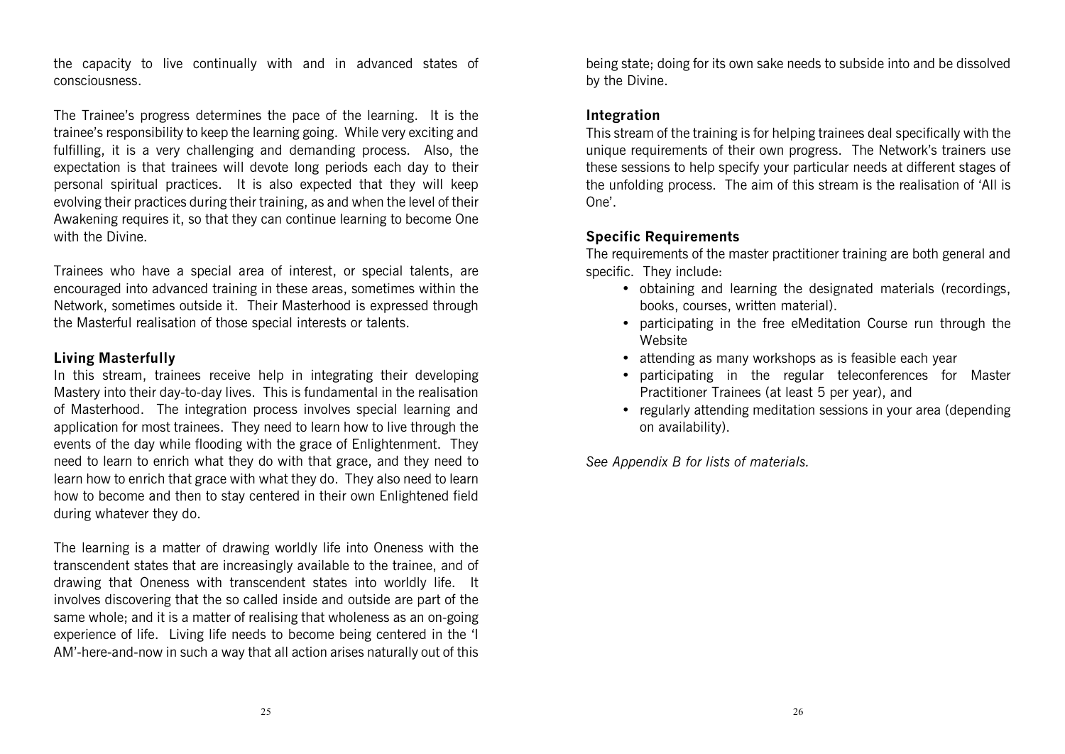the capacity to live continually with and in advanced states of consciousness.

The Trainee's progress determines the pace of the learning. It is the trainee's responsibility to keep the learning going. While very exciting and fulfilling, it is a very challenging and demanding process. Also, the expectation is that trainees will devote long periods each day to their personal spiritual practices. It is also expected that they will keep evolving their practices during their training, as and when the level of their Awakening requires it, so that they can continue learning to become One with the Divine.

Trainees who have a special area of interest, or special talents, are encouraged into advanced training in these areas, sometimes within the Network, sometimes outside it. Their Masterhood is expressed through the Masterful realisation of those special interests or talents.

### Living Masterfully

In this stream, trainees receive help in integrating their developing Mastery into their day-to-day lives. This is fundamental in the realisation of Masterhood. The integration process involves special learning and application for most trainees. They need to learn how to live through the events of the day while flooding with the grace of Enlightenment. They need to learn to enrich what they do with that grace, and they need to learn how to enrich that grace with what they do. They also need to learn how to become and then to stay centered in their own Enlightened field during whatever they do.

The learning is a matter of drawing worldly life into Oneness with the transcendent states that are increasingly available to the trainee, and of drawing that Oneness with transcendent states into worldly life. It involves discovering that the so called inside and outside are part of the same whole; and it is a matter of realising that wholeness as an on-going experience of life. Living life needs to become being centered in the 'I AM'-here-and-now in such a way that all action arises naturally out of this being state; doing for its own sake needs to subside into and be dissolved by the Divine.

### Integration

This stream of the training is for helping trainees deal specifically with the unique requirements of their own progress. The Network's trainers use these sessions to help specify your particular needs at different stages of the unfolding process. The aim of this stream is the realisation of 'All is One'.

### Specific Requirements

The requirements of the master practitioner training are both general and specific. They include:

- obtaining and learning the designated materials (recordings, books, courses, written material).
- participating in the free eMeditation Course run through the Website
- attending as many workshops as is feasible each year
- participating in the regular teleconferences for Master Practitioner Trainees (at least 5 per year), and
- regularly attending meditation sessions in your area (depending on availability).

*See Appendix B for lists of materials.*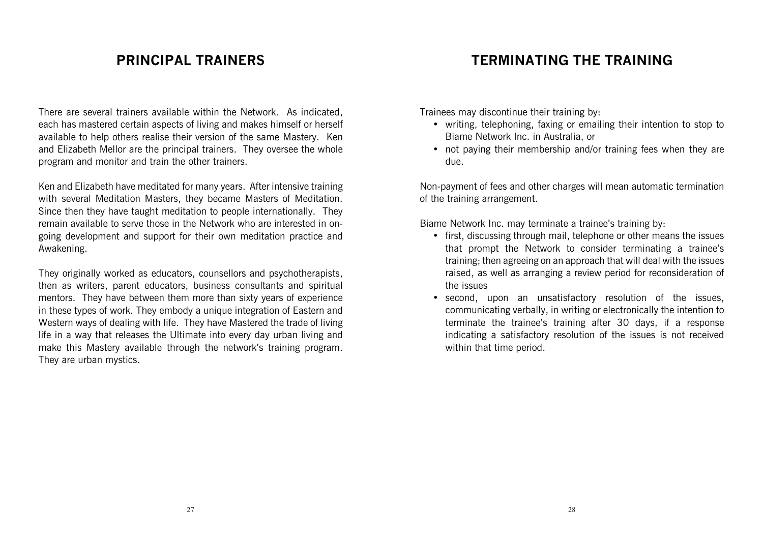## PRINCIPAL TRAINERS

There are several trainers available within the Network. As indicated, each has mastered certain aspects of living and makes himself or herself available to help others realise their version of the same Mastery. Ken and Elizabeth Mellor are the principal trainers. They oversee the whole program and monitor and train the other trainers.

Ken and Elizabeth have meditated for many years. After intensive training with several Meditation Masters, they became Masters of Meditation. Since then they have taught meditation to people internationally. They remain available to serve those in the Network who are interested in on-going development and support for their own meditation practice and Awakening.

They originally worked as educators, counsellors and psychotherapists, then as writers, parent educators, business consultants and spiritual mentors. They have between them more than sixty years of experience in these types of work. They embody a unique integration of Eastern and Western ways of dealing with life. They have Mastered the trade of living life in a way that releases the Ultimate into every day urban living and make this Mastery available through the network's training program. They are urban mystics.

## TERMINATING THE TRAINING

Trainees may discontinue their training by:

- writing, telephoning, faxing or emailing their intention to stop to Biame Network Inc. in Australia, or
- not paying their membership and/or training fees when they are due.

Non-payment of fees and other charges will mean automatic termination of the training arrangement.

Biame Network Inc. may terminate a trainee's training by:

- first, discussing through mail, telephone or other means the issues that prompt the Network to consider terminating a trainee's training; then agreeing on an approach that will deal with the issues raised, as well as arranging a review period for reconsideration of the issues
- second, upon an unsatisfactory resolution of the issues, communicating verbally, in writing or electronically the intention to terminate the trainee's training after 30 days, if a response indicating a satisfactory resolution of the issues is not received within that time period.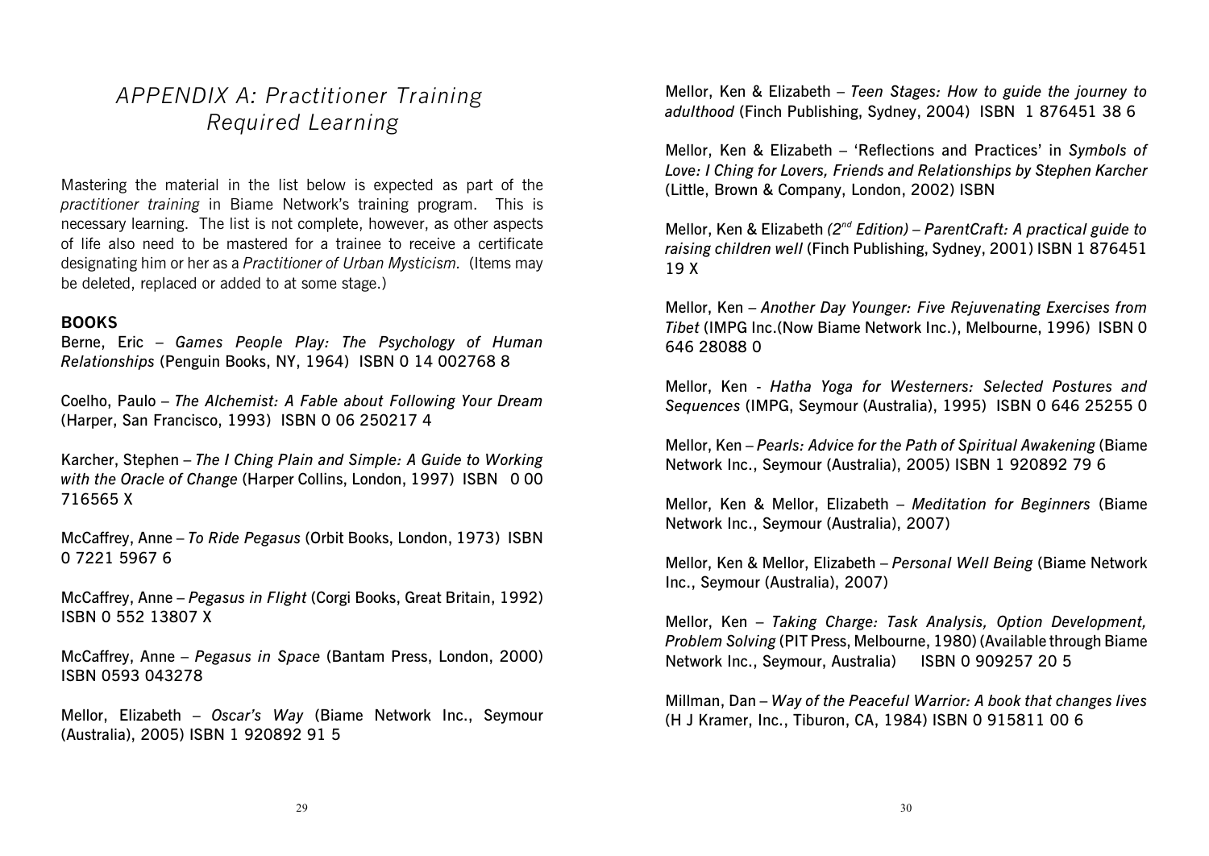# *APPENDIX A: Practitioner Training Required Learning*

Mastering the material in the list below is expected as part of the *practitioner training* in Biame Network's training program. This is necessary learning. The list is not complete, however, as other aspects of life also need to be mastered for a trainee to receive a certificate designating him or her as a *Practitioner of Urban Mysticism.* (Items may be deleted, replaced or added to at some stage.)

**BOOKS**

Berne, Eric – *Games People Play: The Psychology of Human Relationships* (Penguin Books, NY, 1964) ISBN 0 14 002768 8

Coelho, Paulo – *The Alchemist: A Fable about Following Your Dream* (Harper, San Francisco, 1993) ISBN 0 06 250217 4

Karcher, Stephen – *The I Ching Plain and Simple: A Guide to Working with the Oracle of Change* (Harper Collins, London, 1997) ISBN 0 00 716565 X

McCaffrey, Anne – *To Ride Pegasus* (Orbit Books, London, 1973) ISBN 0 7221 5967 6

McCaffrey, Anne – *Pegasus in Flight* (Corgi Books, Great Britain, 1992) ISBN 0 552 13807 X

McCaffrey, Anne – *Pegasus in Space* (Bantam Press, London, 2000) ISBN 0593 043278

Mellor, Elizabeth – *Oscar's Way* (Biame Network Inc., Seymour (Australia), 2005) ISBN 1 920892 91 5

Mellor, Ken & Elizabeth – *Teen Stages: How to guide the journey to adulthood* (Finch Publishing, Sydney, 2004) ISBN 1 876451 38 6

Mellor, Ken & Elizabeth – 'Reflections and Practices' in *Symbols of Love: I Ching for Lovers, Friends and Relationships by Stephen Karcher* (Little, Brown & Company, London, 2002) ISBN

Mellor, Ken & Elizabeth *(2nd Edition) – ParentCraft: A practical guide to raising children well* (Finch Publishing, Sydney, 2001) ISBN 1 876451 19 X

Mellor, Ken – *Another Day Younger: Five Rejuvenating Exercises from Tibet* (IMPG Inc.(Now Biame Network Inc.), Melbourne, 1996) ISBN 0 646 28088 0

Mellor, Ken - *Hatha Yoga for Westerners: Selected Postures and Sequences* (IMPG, Seymour (Australia), 1995) ISBN 0 646 25255 0

Mellor, Ken – *Pearls: Advice for the Path of Spiritual Awakening* (Biame Network Inc., Seymour (Australia), 2005) ISBN 1 920892 79 6

Mellor, Ken & Mellor, Elizabeth – *Meditation for Beginners* (Biame Network Inc., Seymour (Australia), 2007)

Mellor, Ken & Mellor, Elizabeth – *Personal Well Being* (Biame Network Inc., Seymour (Australia), 2007)

Mellor, Ken – *Taking Charge: Task Analysis, Option Development, Problem Solving* (PIT Press, Melbourne, 1980) (Available through Biame Network Inc., Seymour, Australia) ISBN 0 909257 20 5

Millman, Dan – *Way of the Peaceful Warrior: A book that changes lives* (H J Kramer, Inc., Tiburon, CA, 1984) ISBN 0 915811 00 6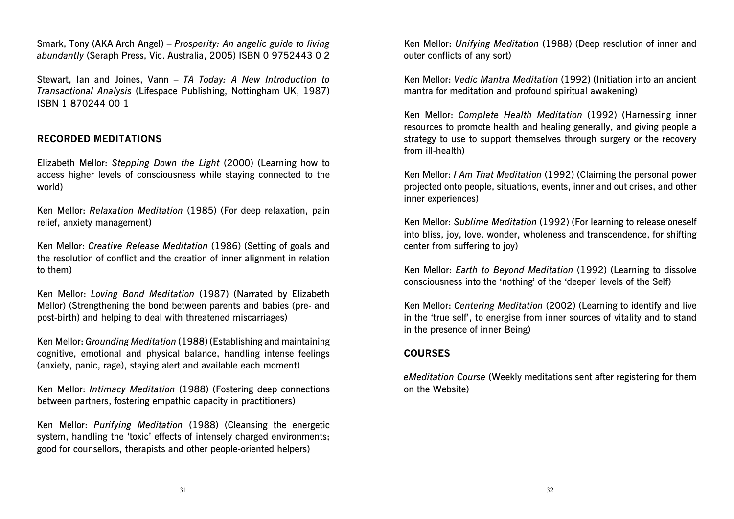Smark, Tony (AKA Arch Angel) – *Prosperity: An angelic guide to living abundantly* (Seraph Press, Vic. Australia, 2005) ISBN 0 9752443 0 2

Stewart, Ian and Joines, Vann – *TA Today: A New Introduction to Transactional Analysis* (Lifespace Publishing, Nottingham UK, 1987) ISBN 1 870244 00 1

## RECORDED MEDITATIONS

Elizabeth Mellor: *Stepping Down the Light* (2000) (Learning how to access higher levels of consciousness while staying connected to the world)

Ken Mellor: *Relaxation Meditation* (1985) (For deep relaxation, pain relief, anxiety management)

Ken Mellor: *Creative Release Meditation* (1986) (Setting of goals and the resolution of conflict and the creation of inner alignment in relation to them)

Ken Mellor: *Loving Bond Meditation* (1987) (Narrated by Elizabeth Mellor) (Strengthening the bond between parents and babies (pre- and post-birth) and helping to deal with threatened miscarriages)

Ken Mellor: *Grounding Meditation* (1988) (Establishing and maintaining cognitive, emotional and physical balance, handling intense feelings (anxiety, panic, rage), staying alert and available each moment)

Ken Mellor: *Intimacy Meditation* (1988) (Fostering deep connections between partners, fostering empathic capacity in practitioners)

Ken Mellor: *Purifying Meditation* (1988) (Cleansing the energetic system, handling the 'toxic' effects of intensely charged environments; good for counsellors, therapists and other people-oriented helpers)

Ken Mellor: *Unifying Meditation* (1988) (Deep resolution of inner and outer conflicts of any sort)

Ken Mellor: *Vedic Mantra Meditation* (1992) (Initiation into an ancient mantra for meditation and profound spiritual awakening)

Ken Mellor: *Complete Health Meditation* (1992) (Harnessing inner resources to promote health and healing generally, and giving people a strategy to use to support themselves through surgery or the recovery from ill-health)

Ken Mellor: *I Am That Meditation* (1992) (Claiming the personal power projected onto people, situations, events, inner and out crises, and other inner experiences)

Ken Mellor: *Sublime Meditation* (1992) (For learning to release oneself into bliss, joy, love, wonder, wholeness and transcendence, for shifting center from suffering to joy)

Ken Mellor: *Earth to Beyond Meditation* (1992) (Learning to dissolve consciousness into the 'nothing' of the 'deeper' levels of the Self)

Ken Mellor: *Centering Meditation* (2002) (Learning to identify and live in the 'true self', to energise from inner sources of vitality and to stand in the presence of inner Being)

## COURSES

*eMeditation Course* (Weekly meditations sent after registering for them on the Website)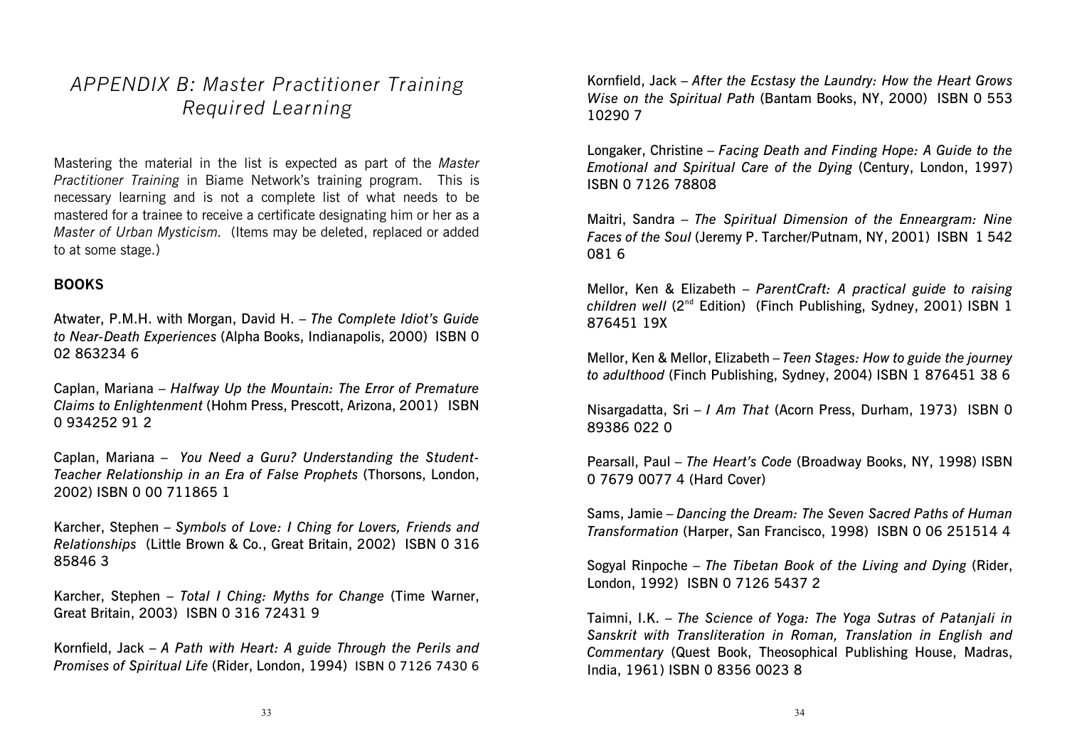# APPENDIX B: Master Practitioner Training Required Learning

Mastering the material in the list is expected as part of the *Master Practitioner Training* in Biame Network's training program. This is necessary learning and is not a complete list of what needs to be mastered for a trainee to receive a certificate designating him or her as a *Master of Urban Mysticism.* (Items may be deleted, replaced or added to at some stage.)

## BOOKS

Atwater, P.M.H. with Morgan, David H. – *The Complete Idiot's Guide to Near-Death Experiences* (Alpha Books, Indianapolis, 2000) ISBN 0 02 863234 6

Caplan, Mariana – *Halfway Up the Mountain: The Error of Premature Claims to Enlightenment* (Hohm Press, Prescott, Arizona, 2001) ISBN 0 934252 91 2

Caplan, Mariana – *You Need a Guru? Understanding the Student-Teacher Relationship in an Era of False Prophets* (Thorsons, London, 2002) ISBN 0 00 711865 1

Karcher, Stephen – *Symbols of Love: I Ching for Lovers, Friends and Relationships* (Little Brown & Co., Great Britain, 2002) ISBN 0 316 85846 3

Karcher, Stephen – *Total I Ching: Myths for Change* (Time Warner, Great Britain, 2003) ISBN 0 316 72431 9

Kornfield, Jack – *A Path with Heart: A guide Through the Perils and Promises of Spiritual Life* (Rider, London, 1994) ISBN 0 7126 7430 6

Kornfield, Jack – *After the Ecstasy the Laundry: How the Heart Grows Wise on the Spiritual Path* (Bantam Books, NY, 2000) ISBN 0 553 10290 7

Longaker, Christine – *Facing Death and Finding Hope: A Guide to the Emotional and Spiritual Care of the Dying* (Century, London, 1997) ISBN 0 7126 78808

Maitri, Sandra – *The Spiritual Dimension of the Enneargram: Nine Faces of the Soul* (Jeremy P. Tarcher/Putnam, NY, 2001) ISBN 1 542 081 6

Mellor, Ken & Elizabeth – *ParentCraft: A practical guide to raising children well* (2nd Edition) (Finch Publishing, Sydney, 2001) ISBN 1 876451 19X

Mellor, Ken & Mellor, Elizabeth – *Teen Stages: How to guide the journey to adulthood* (Finch Publishing, Sydney, 2004) ISBN 1 876451 38 6

Nisargadatta, Sri – *I Am That* (Acorn Press, Durham, 1973) ISBN 0 89386 022 0

Pearsall, Paul – *The Heart's Code* (Broadway Books, NY, 1998) ISBN 0 7679 0077 4 (Hard Cover)

Sams, Jamie – *Dancing the Dream: The Seven Sacred Paths of Human Transformation* (Harper, San Francisco, 1998) ISBN 0 06 251514 4

Sogyal Rinpoche – *The Tibetan Book of the Living and Dying* (Rider, London, 1992) ISBN 0 7126 5437 2

Taimni, I.K. – *The Science of Yoga: The Yoga Sutras of Patanjali in Sanskrit with Transliteration in Roman, Translation in English and Commentary* (Quest Book, Theosophical Publishing House, Madras, India, 1961) ISBN 0 8356 0023 8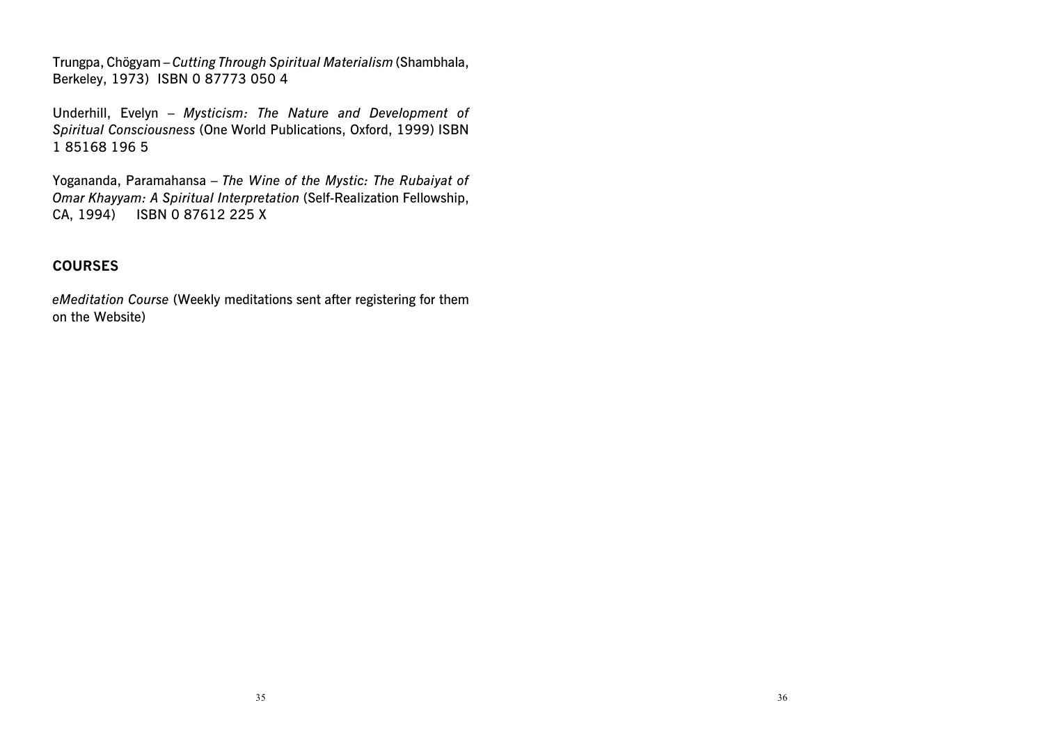Trungpa, Chögyam – *Cutting Through Spiritual Materialism* (Shambhala, Berkeley, 1973) ISBN 0 87773 050 4

Underhill, Evelyn – *Mysticism: The Nature and Development of Spiritual Consciousness* (One World Publications, Oxford, 1999) ISBN 1 85168 196 5

Yogananda, Paramahansa – *The Wine of the Mystic: The Rubaiyat of Omar Khayyam: A Spiritual Interpretation* (Self-Realization Fellowship, CA, 1994) ISBN 0 87612 225 X

## COURSES

*eMeditation Course* (Weekly meditations sent after registering for them on the Website)